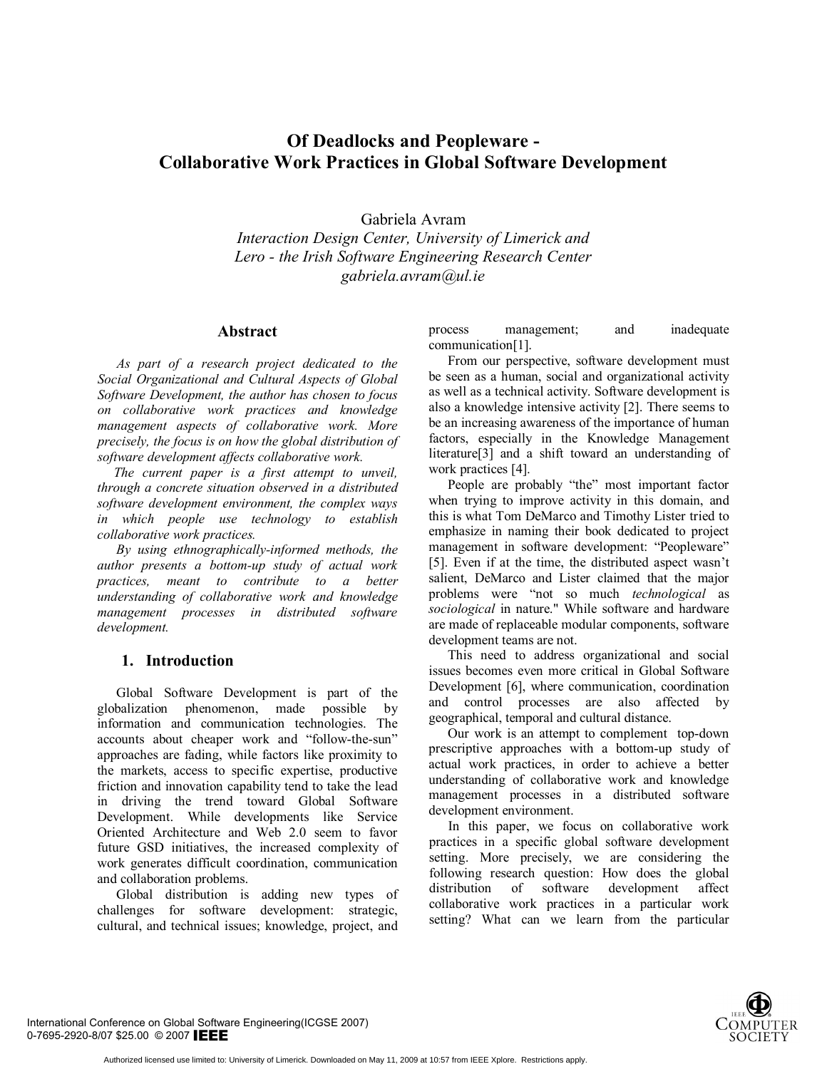# Of Deadlocks and Peopleware - Collaborative Work Practices in Global Software Development

Gabriela Avram
*Interaction Design Center, University of Limerick and*
*Lero - the Irish Software Engineering Research Center*
*gabriela.avram@ul.ie*

## Abstract

*As part of a research project dedicated to the Social Organizational and Cultural Aspects of Global Software Development, the author has chosen to focus on collaborative work practices and knowledge management aspects of collaborative work. More precisely, the focus is on how the global distribution of software development affects collaborative work.*

*The current paper is a first attempt to unveil, through a concrete situation observed in a distributed software development environment, the complex ways in which people use technology to establish collaborative work practices.*

*By using ethnographically-informed methods, the author presents a bottom-up study of actual work practices, meant to contribute to a better understanding of collaborative work and knowledge management processes in distributed software development.*

## 1. Introduction

Global Software Development is part of the globalization phenomenon, made possible by information and communication technologies. The accounts about cheaper work and "follow-the-sun" approaches are fading, while factors like proximity to the markets, access to specific expertise, productive friction and innovation capability tend to take the lead in driving the trend toward Global Software Development. While developments like Service Oriented Architecture and Web 2.0 seem to favor future GSD initiatives, the increased complexity of work generates difficult coordination, communication and collaboration problems.

Global distribution is adding new types of challenges for software development: strategic, cultural, and technical issues; knowledge, project, and process management; and inadequate communication[1].

From our perspective, software development must be seen as a human, social and organizational activity as well as a technical activity. Software development is also a knowledge intensive activity [2]. There seems to be an increasing awareness of the importance of human factors, especially in the Knowledge Management literature[3] and a shift toward an understanding of work practices [4].

People are probably "the" most important factor when trying to improve activity in this domain, and this is what Tom DeMarco and Timothy Lister tried to emphasize in naming their book dedicated to project management in software development: "Peopleware" [5]. Even if at the time, the distributed aspect wasn't salient, DeMarco and Lister claimed that the major problems were "not so much *technological* as *sociological* in nature." While software and hardware are made of replaceable modular components, software development teams are not.

This need to address organizational and social issues becomes even more critical in Global Software Development [6], where communication, coordination and control processes are also affected by geographical, temporal and cultural distance.

Our work is an attempt to complement top-down prescriptive approaches with a bottom-up study of actual work practices, in order to achieve a better understanding of collaborative work and knowledge management processes in a distributed software development environment.

In this paper, we focus on collaborative work practices in a specific global software development setting. More precisely, we are considering the following research question: How does the global distribution of software development affect collaborative work practices in a particular work setting? What can we learn from the particular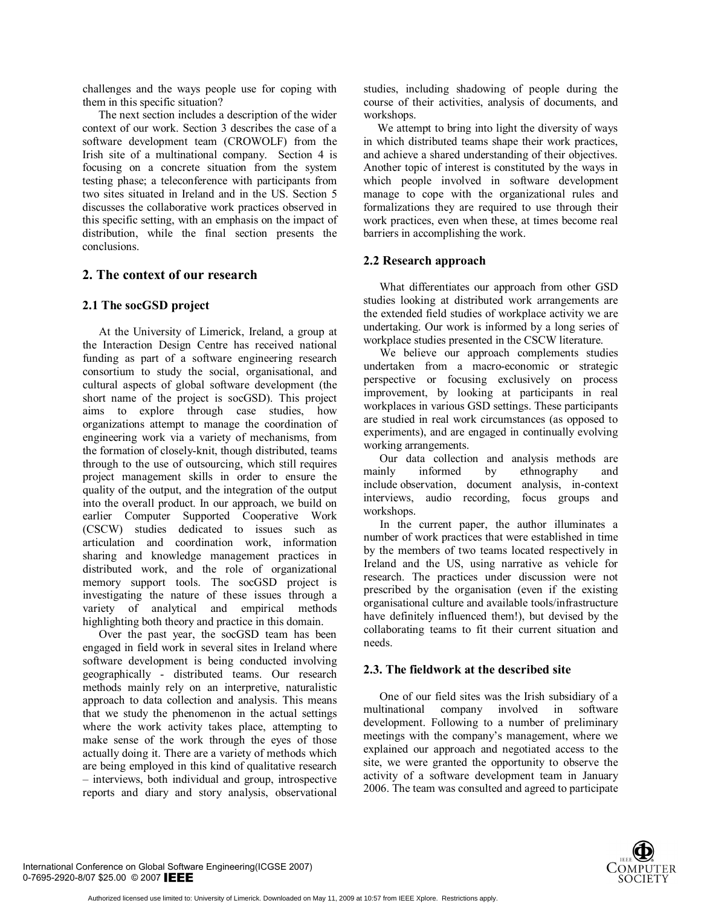challenges and the ways people use for coping with them in this specific situation?

The next section includes a description of the wider context of our work. Section 3 describes the case of a software development team (CROWOLF) from the Irish site of a multinational company. Section 4 is focusing on a concrete situation from the system testing phase; a teleconference with participants from two sites situated in Ireland and in the US. Section 5 discusses the collaborative work practices observed in this specific setting, with an emphasis on the impact of distribution, while the final section presents the conclusions.

## 2. The context of our research

### 2.1 The socGSD project

At the University of Limerick, Ireland, a group at the Interaction Design Centre has received national funding as part of a software engineering research consortium to study the social, organisational, and cultural aspects of global software development (the short name of the project is socGSD). This project aims to explore through case studies, how organizations attempt to manage the coordination of engineering work via a variety of mechanisms, from the formation of closely-knit, though distributed, teams through to the use of outsourcing, which still requires project management skills in order to ensure the quality of the output, and the integration of the output into the overall product. In our approach, we build on earlier Computer Supported Cooperative Work (CSCW) studies dedicated to issues such as articulation and coordination work, information sharing and knowledge management practices in distributed work, and the role of organizational memory support tools. The socGSD project is investigating the nature of these issues through a variety of analytical and empirical methods highlighting both theory and practice in this domain.

Over the past year, the socGSD team has been engaged in field work in several sites in Ireland where software development is being conducted involving geographically - distributed teams. Our research methods mainly rely on an interpretive, naturalistic approach to data collection and analysis. This means that we study the phenomenon in the actual settings where the work activity takes place, attempting to make sense of the work through the eyes of those actually doing it. There are a variety of methods which are being employed in this kind of qualitative research – interviews, both individual and group, introspective reports and diary and story analysis, observational studies, including shadowing of people during the course of their activities, analysis of documents, and workshops.

We attempt to bring into light the diversity of ways in which distributed teams shape their work practices, and achieve a shared understanding of their objectives. Another topic of interest is constituted by the ways in which people involved in software development manage to cope with the organizational rules and formalizations they are required to use through their work practices, even when these, at times become real barriers in accomplishing the work.

### 2.2 Research approach

What differentiates our approach from other GSD studies looking at distributed work arrangements are the extended field studies of workplace activity we are undertaking. Our work is informed by a long series of workplace studies presented in the CSCW literature.

We believe our approach complements studies undertaken from a macro-economic or strategic perspective or focusing exclusively on process improvement, by looking at participants in real workplaces in various GSD settings. These participants are studied in real work circumstances (as opposed to experiments), and are engaged in continually evolving working arrangements.

Our data collection and analysis methods are mainly informed by ethnography and include observation, document analysis, in-context interviews, audio recording, focus groups and workshops.

In the current paper, the author illuminates a number of work practices that were established in time by the members of two teams located respectively in Ireland and the US, using narrative as vehicle for research. The practices under discussion were not prescribed by the organisation (even if the existing organisational culture and available tools/infrastructure have definitely influenced them!), but devised by the collaborating teams to fit their current situation and needs.

### 2.3. The fieldwork at the described site

One of our field sites was the Irish subsidiary of a multinational company involved in software development. Following to a number of preliminary meetings with the company's management, where we explained our approach and negotiated access to the site, we were granted the opportunity to observe the activity of a software development team in January 2006. The team was consulted and agreed to participate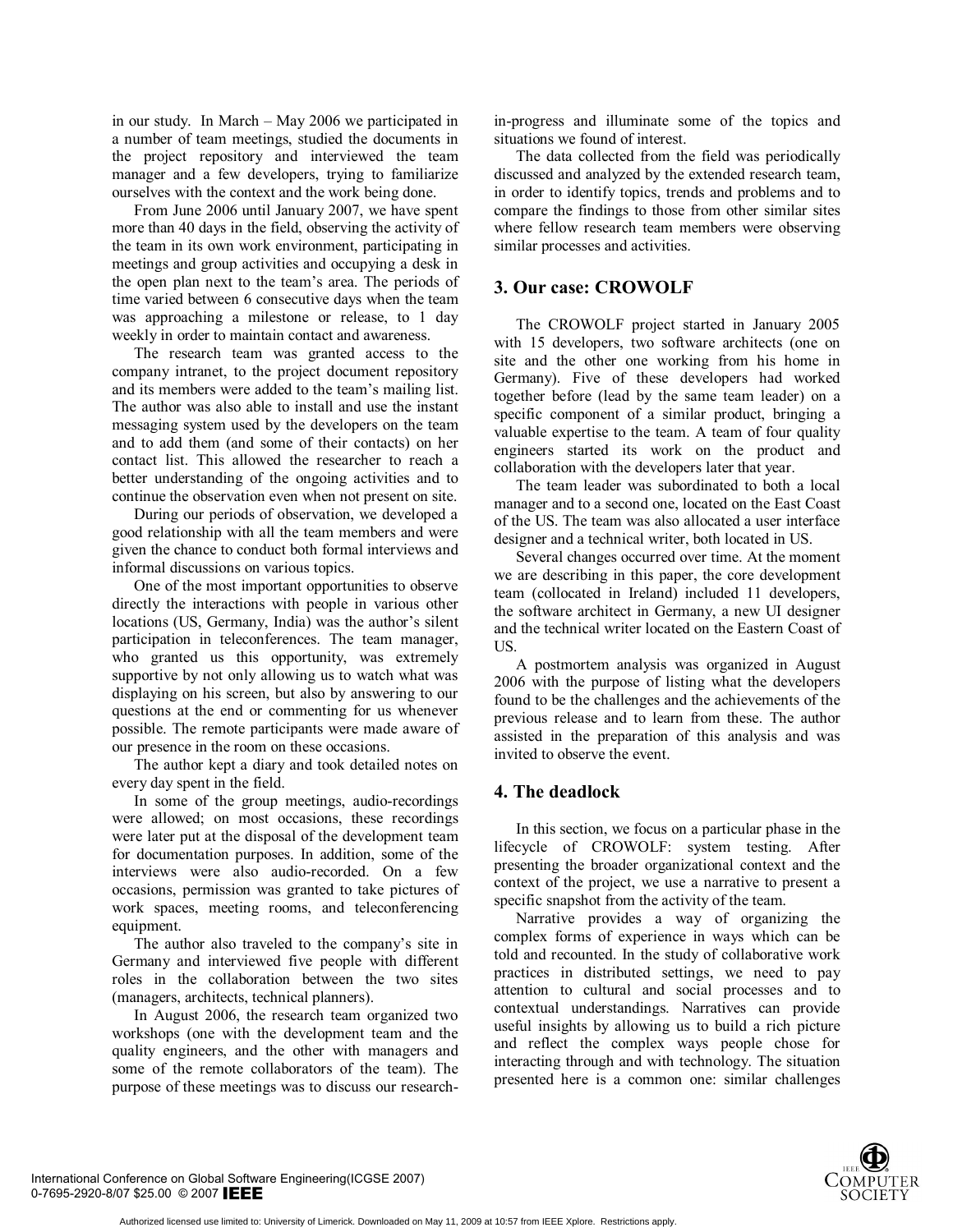in our study. In March – May 2006 we participated in a number of team meetings, studied the documents in the project repository and interviewed the team manager and a few developers, trying to familiarize ourselves with the context and the work being done.

From June 2006 until January 2007, we have spent more than 40 days in the field, observing the activity of the team in its own work environment, participating in meetings and group activities and occupying a desk in the open plan next to the team's area. The periods of time varied between 6 consecutive days when the team was approaching a milestone or release, to 1 day weekly in order to maintain contact and awareness.

The research team was granted access to the company intranet, to the project document repository and its members were added to the team's mailing list. The author was also able to install and use the instant messaging system used by the developers on the team and to add them (and some of their contacts) on her contact list. This allowed the researcher to reach a better understanding of the ongoing activities and to continue the observation even when not present on site.

During our periods of observation, we developed a good relationship with all the team members and were given the chance to conduct both formal interviews and informal discussions on various topics.

One of the most important opportunities to observe directly the interactions with people in various other locations (US, Germany, India) was the author's silent participation in teleconferences. The team manager, who granted us this opportunity, was extremely supportive by not only allowing us to watch what was displaying on his screen, but also by answering to our questions at the end or commenting for us whenever possible. The remote participants were made aware of our presence in the room on these occasions.

The author kept a diary and took detailed notes on every day spent in the field.

In some of the group meetings, audio-recordings were allowed; on most occasions, these recordings were later put at the disposal of the development team for documentation purposes. In addition, some of the interviews were also audio-recorded. On a few occasions, permission was granted to take pictures of work spaces, meeting rooms, and teleconferencing equipment.

The author also traveled to the company's site in Germany and interviewed five people with different roles in the collaboration between the two sites (managers, architects, technical planners).

In August 2006, the research team organized two workshops (one with the development team and the quality engineers, and the other with managers and some of the remote collaborators of the team). The purpose of these meetings was to discuss our research-in-progress and illuminate some of the topics and situations we found of interest.

The data collected from the field was periodically discussed and analyzed by the extended research team, in order to identify topics, trends and problems and to compare the findings to those from other similar sites where fellow research team members were observing similar processes and activities.

## 3. Our case: CROWOLF

The CROWOLF project started in January 2005 with 15 developers, two software architects (one on site and the other one working from his home in Germany). Five of these developers had worked together before (lead by the same team leader) on a specific component of a similar product, bringing a valuable expertise to the team. A team of four quality engineers started its work on the product and collaboration with the developers later that year.

The team leader was subordinated to both a local manager and to a second one, located on the East Coast of the US. The team was also allocated a user interface designer and a technical writer, both located in US.

Several changes occurred over time. At the moment we are describing in this paper, the core development team (collocated in Ireland) included 11 developers, the software architect in Germany, a new UI designer and the technical writer located on the Eastern Coast of US.

A postmortem analysis was organized in August 2006 with the purpose of listing what the developers found to be the challenges and the achievements of the previous release and to learn from these. The author assisted in the preparation of this analysis and was invited to observe the event.

## 4. The deadlock

In this section, we focus on a particular phase in the lifecycle of CROWOLF: system testing. After presenting the broader organizational context and the context of the project, we use a narrative to present a specific snapshot from the activity of the team.

Narrative provides a way of organizing the complex forms of experience in ways which can be told and recounted. In the study of collaborative work practices in distributed settings, we need to pay attention to cultural and social processes and to contextual understandings. Narratives can provide useful insights by allowing us to build a rich picture and reflect the complex ways people chose for interacting through and with technology. The situation presented here is a common one: similar challenges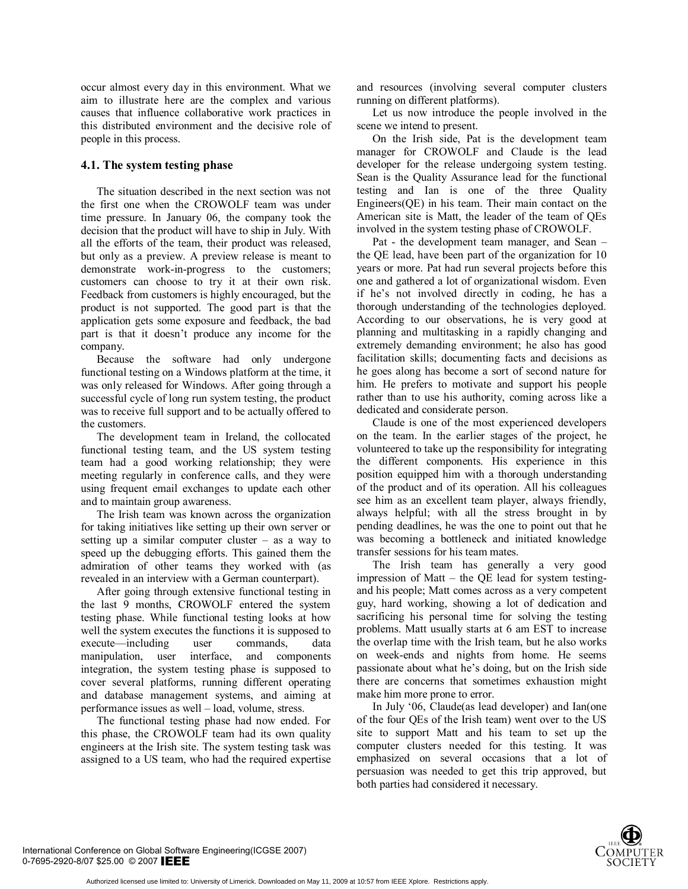occur almost every day in this environment. What we aim to illustrate here are the complex and various causes that influence collaborative work practices in this distributed environment and the decisive role of people in this process.

### 4.1. The system testing phase

The situation described in the next section was not the first one when the CROWOLF team was under time pressure. In January 06, the company took the decision that the product will have to ship in July. With all the efforts of the team, their product was released, but only as a preview. A preview release is meant to demonstrate work-in-progress to the customers; customers can choose to try it at their own risk. Feedback from customers is highly encouraged, but the product is not supported. The good part is that the application gets some exposure and feedback, the bad part is that it doesn't produce any income for the company.

Because the software had only undergone functional testing on a Windows platform at the time, it was only released for Windows. After going through a successful cycle of long run system testing, the product was to receive full support and to be actually offered to the customers.

The development team in Ireland, the collocated functional testing team, and the US system testing team had a good working relationship; they were meeting regularly in conference calls, and they were using frequent email exchanges to update each other and to maintain group awareness.

The Irish team was known across the organization for taking initiatives like setting up their own server or setting up a similar computer cluster – as a way to speed up the debugging efforts. This gained them the admiration of other teams they worked with (as revealed in an interview with a German counterpart).

After going through extensive functional testing in the last 9 months, CROWOLF entered the system testing phase. While functional testing looks at how well the system executes the functions it is supposed to execute—including user commands, data manipulation, user interface, and components integration, the system testing phase is supposed to cover several platforms, running different operating and database management systems, and aiming at performance issues as well – load, volume, stress.

The functional testing phase had now ended. For this phase, the CROWOLF team had its own quality engineers at the Irish site. The system testing task was assigned to a US team, who had the required expertise and resources (involving several computer clusters running on different platforms).

Let us now introduce the people involved in the scene we intend to present.

On the Irish side, Pat is the development team manager for CROWOLF and Claude is the lead developer for the release undergoing system testing. Sean is the Quality Assurance lead for the functional testing and Ian is one of the three Quality Engineers(QE) in his team. Their main contact on the American site is Matt, the leader of the team of QEs involved in the system testing phase of CROWOLF.

Pat - the development team manager, and Sean – the QE lead, have been part of the organization for 10 years or more. Pat had run several projects before this one and gathered a lot of organizational wisdom. Even if he's not involved directly in coding, he has a thorough understanding of the technologies deployed. According to our observations, he is very good at planning and multitasking in a rapidly changing and extremely demanding environment; he also has good facilitation skills; documenting facts and decisions as he goes along has become a sort of second nature for him. He prefers to motivate and support his people rather than to use his authority, coming across like a dedicated and considerate person.

Claude is one of the most experienced developers on the team. In the earlier stages of the project, he volunteered to take up the responsibility for integrating the different components. His experience in this position equipped him with a thorough understanding of the product and of its operation. All his colleagues see him as an excellent team player, always friendly, always helpful; with all the stress brought in by pending deadlines, he was the one to point out that he was becoming a bottleneck and initiated knowledge transfer sessions for his team mates.

The Irish team has generally a very good impression of Matt – the QE lead for system testing- and his people; Matt comes across as a very competent guy, hard working, showing a lot of dedication and sacrificing his personal time for solving the testing problems. Matt usually starts at 6 am EST to increase the overlap time with the Irish team, but he also works on week-ends and nights from home. He seems passionate about what he's doing, but on the Irish side there are concerns that sometimes exhaustion might make him more prone to error.

In July '06, Claude(as lead developer) and Ian(one of the four QEs of the Irish team) went over to the US site to support Matt and his team to set up the computer clusters needed for this testing. It was emphasized on several occasions that a lot of persuasion was needed to get this trip approved, but both parties had considered it necessary.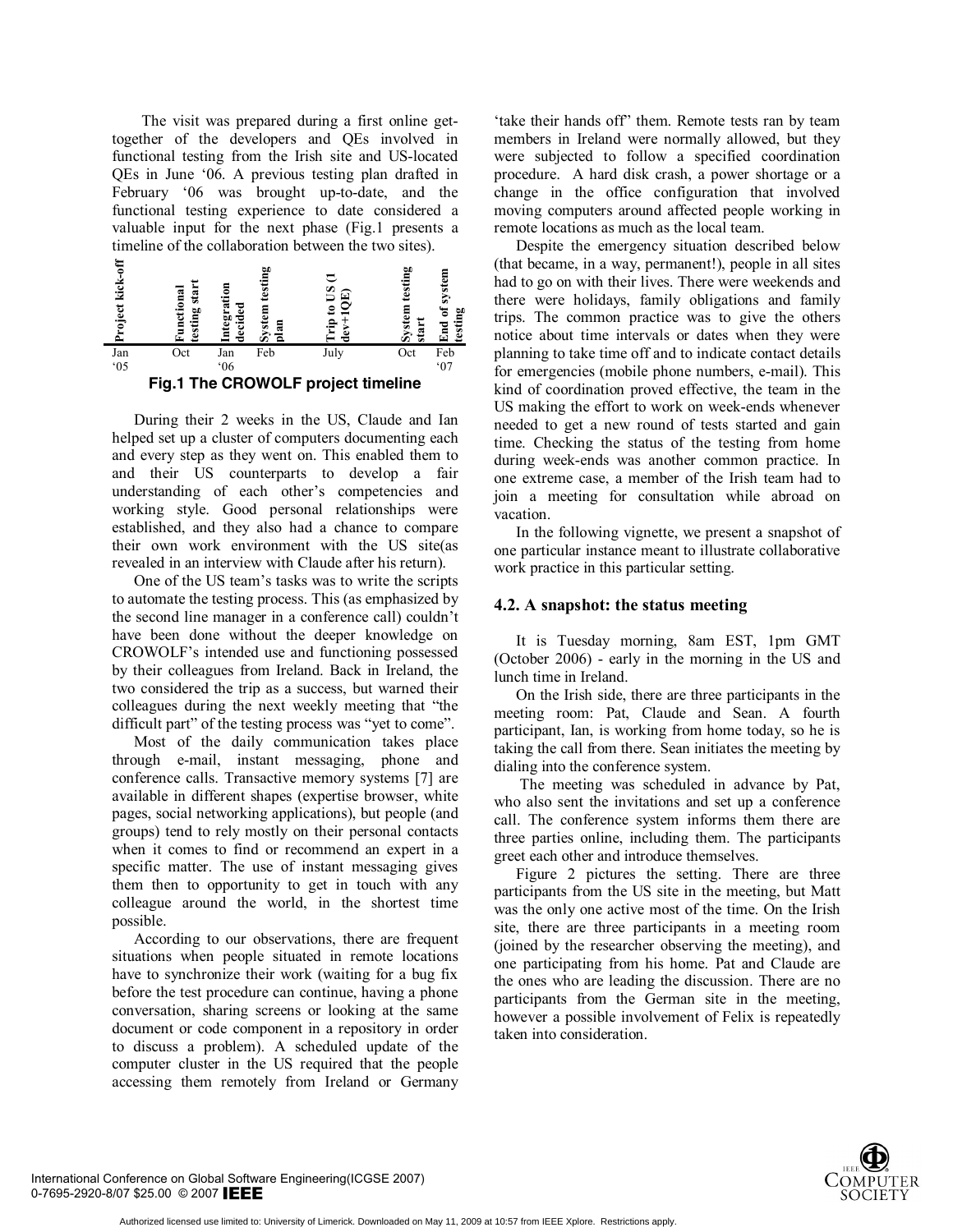The visit was prepared during a first online get-together of the developers and QEs involved in functional testing from the Irish site and US-located QEs in June '06. A previous testing plan drafted in February '06 was brought up-to-date, and the functional testing experience to date considered a valuable input for the next phase (Fig.1 presents a timeline of the collaboration between the two sites).

| Project kick-off | Functional testing start | Integration decided | System testing plan | Trip to US (1 dev+1QE) | System testing start | End of system testing |
|---|---|---|---|---|---|---|
| Jan '05 | Oct | Jan '06 | Feb | July | Oct | Feb '07 |

**Fig.1 The CROWOLF project timeline**

During their 2 weeks in the US, Claude and Ian helped set up a cluster of computers documenting each and every step as they went on. This enabled them to and their US counterparts to develop a fair understanding of each other's competencies and working style. Good personal relationships were established, and they also had a chance to compare their own work environment with the US site(as revealed in an interview with Claude after his return).

One of the US team's tasks was to write the scripts to automate the testing process. This (as emphasized by the second line manager in a conference call) couldn't have been done without the deeper knowledge on CROWOLF's intended use and functioning possessed by their colleagues from Ireland. Back in Ireland, the two considered the trip as a success, but warned their colleagues during the next weekly meeting that "the difficult part" of the testing process was "yet to come".

Most of the daily communication takes place through e-mail, instant messaging, phone and conference calls. Transactive memory systems [7] are available in different shapes (expertise browser, white pages, social networking applications), but people (and groups) tend to rely mostly on their personal contacts when it comes to find or recommend an expert in a specific matter. The use of instant messaging gives them then to opportunity to get in touch with any colleague around the world, in the shortest time possible.

According to our observations, there are frequent situations when people situated in remote locations have to synchronize their work (waiting for a bug fix before the test procedure can continue, having a phone conversation, sharing screens or looking at the same document or code component in a repository in order to discuss a problem). A scheduled update of the computer cluster in the US required that the people accessing them remotely from Ireland or Germany 'take their hands off" them. Remote tests ran by team members in Ireland were normally allowed, but they were subjected to follow a specified coordination procedure. A hard disk crash, a power shortage or a change in the office configuration that involved moving computers around affected people working in remote locations as much as the local team.

Despite the emergency situation described below (that became, in a way, permanent!), people in all sites had to go on with their lives. There were weekends and there were holidays, family obligations and family trips. The common practice was to give the others notice about time intervals or dates when they were planning to take time off and to indicate contact details for emergencies (mobile phone numbers, e-mail). This kind of coordination proved effective, the team in the US making the effort to work on week-ends whenever needed to get a new round of tests started and gain time. Checking the status of the testing from home during week-ends was another common practice. In one extreme case, a member of the Irish team had to join a meeting for consultation while abroad on vacation.

In the following vignette, we present a snapshot of one particular instance meant to illustrate collaborative work practice in this particular setting.

### 4.2. A snapshot: the status meeting

It is Tuesday morning, 8am EST, 1pm GMT (October 2006) - early in the morning in the US and lunch time in Ireland.

On the Irish side, there are three participants in the meeting room: Pat, Claude and Sean. A fourth participant, Ian, is working from home today, so he is taking the call from there. Sean initiates the meeting by dialing into the conference system.

The meeting was scheduled in advance by Pat, who also sent the invitations and set up a conference call. The conference system informs them there are three parties online, including them. The participants greet each other and introduce themselves.

Figure 2 pictures the setting. There are three participants from the US site in the meeting, but Matt was the only one active most of the time. On the Irish site, there are three participants in a meeting room (joined by the researcher observing the meeting), and one participating from his home. Pat and Claude are the ones who are leading the discussion. There are no participants from the German site in the meeting, however a possible involvement of Felix is repeatedly taken into consideration.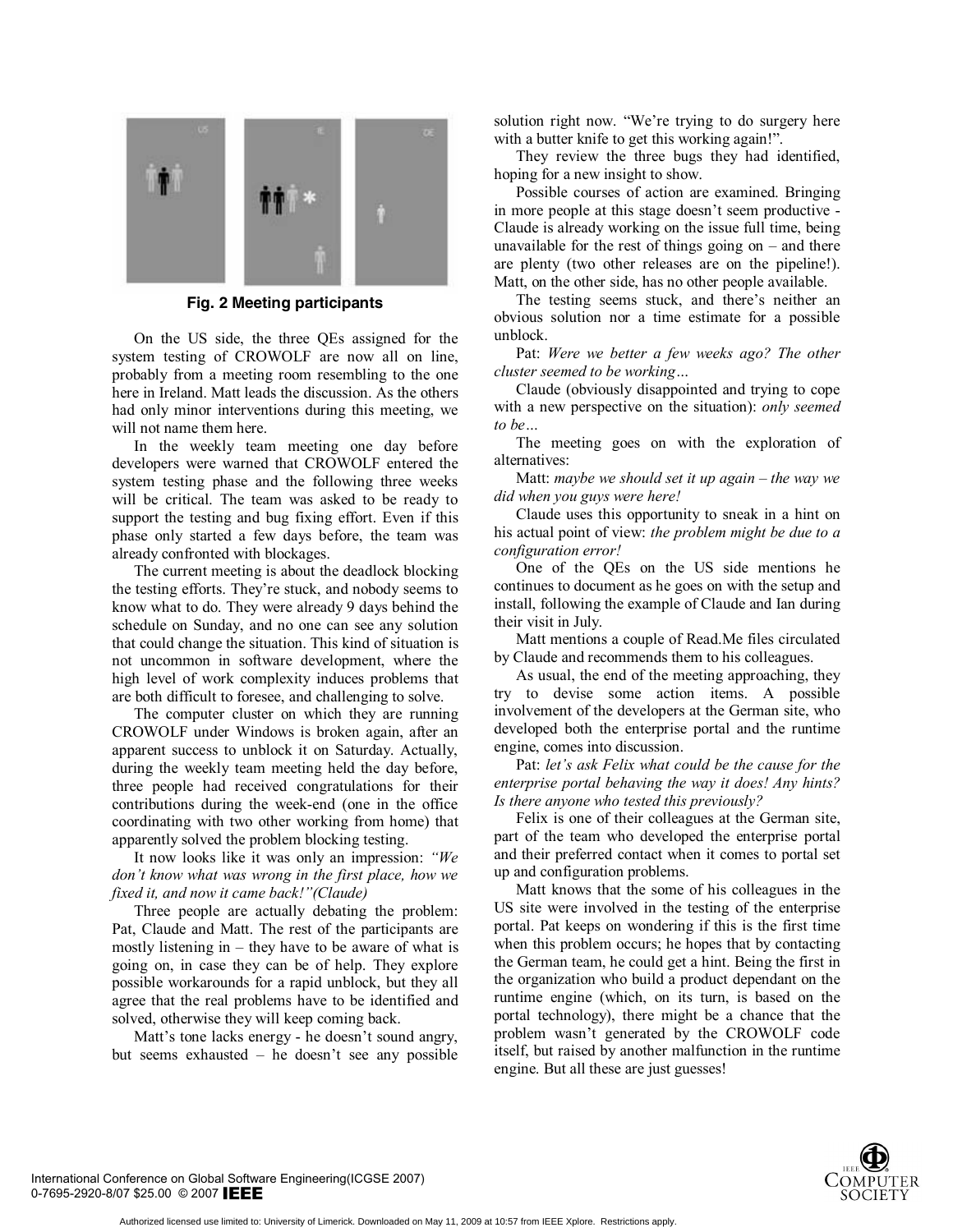Fig. 2 Meeting participants

On the US side, the three QEs assigned for the system testing of CROWOLF are now all on line, probably from a meeting room resembling to the one here in Ireland. Matt leads the discussion. As the others had only minor interventions during this meeting, we will not name them here.

In the weekly team meeting one day before developers were warned that CROWOLF entered the system testing phase and the following three weeks will be critical. The team was asked to be ready to support the testing and bug fixing effort. Even if this phase only started a few days before, the team was already confronted with blockages.

The current meeting is about the deadlock blocking the testing efforts. They're stuck, and nobody seems to know what to do. They were already 9 days behind the schedule on Sunday, and no one can see any solution that could change the situation. This kind of situation is not uncommon in software development, where the high level of work complexity induces problems that are both difficult to foresee, and challenging to solve.

The computer cluster on which they are running CROWOLF under Windows is broken again, after an apparent success to unblock it on Saturday. Actually, during the weekly team meeting held the day before, three people had received congratulations for their contributions during the week-end (one in the office coordinating with two other working from home) that apparently solved the problem blocking testing.

It now looks like it was only an impression: *"We don't know what was wrong in the first place, how we fixed it, and now it came back!"(Claude)*

Three people are actually debating the problem: Pat, Claude and Matt. The rest of the participants are mostly listening in – they have to be aware of what is going on, in case they can be of help. They explore possible workarounds for a rapid unblock, but they all agree that the real problems have to be identified and solved, otherwise they will keep coming back.

Matt's tone lacks energy - he doesn't sound angry, but seems exhausted – he doesn't see any possible solution right now. "We're trying to do surgery here with a butter knife to get this working again!".

They review the three bugs they had identified, hoping for a new insight to show.

Possible courses of action are examined. Bringing in more people at this stage doesn't seem productive - Claude is already working on the issue full time, being unavailable for the rest of things going on – and there are plenty (two other releases are on the pipeline!). Matt, on the other side, has no other people available.

The testing seems stuck, and there's neither an obvious solution nor a time estimate for a possible unblock.

Pat: *Were we better a few weeks ago? The other cluster seemed to be working…*

Claude (obviously disappointed and trying to cope with a new perspective on the situation): *only seemed to be…*

The meeting goes on with the exploration of alternatives:

Matt: *maybe we should set it up again – the way we did when you guys were here!*

Claude uses this opportunity to sneak in a hint on his actual point of view: *the problem might be due to a configuration error!*

One of the QEs on the US side mentions he continues to document as he goes on with the setup and install, following the example of Claude and Ian during their visit in July.

Matt mentions a couple of Read.Me files circulated by Claude and recommends them to his colleagues.

As usual, the end of the meeting approaching, they try to devise some action items. A possible involvement of the developers at the German site, who developed both the enterprise portal and the runtime engine, comes into discussion.

Pat: *let's ask Felix what could be the cause for the enterprise portal behaving the way it does! Any hints? Is there anyone who tested this previously?*

Felix is one of their colleagues at the German site, part of the team who developed the enterprise portal and their preferred contact when it comes to portal set up and configuration problems.

Matt knows that the some of his colleagues in the US site were involved in the testing of the enterprise portal. Pat keeps on wondering if this is the first time when this problem occurs; he hopes that by contacting the German team, he could get a hint. Being the first in the organization who build a product dependant on the runtime engine (which, on its turn, is based on the portal technology), there might be a chance that the problem wasn't generated by the CROWOLF code itself, but raised by another malfunction in the runtime engine. But all these are just guesses!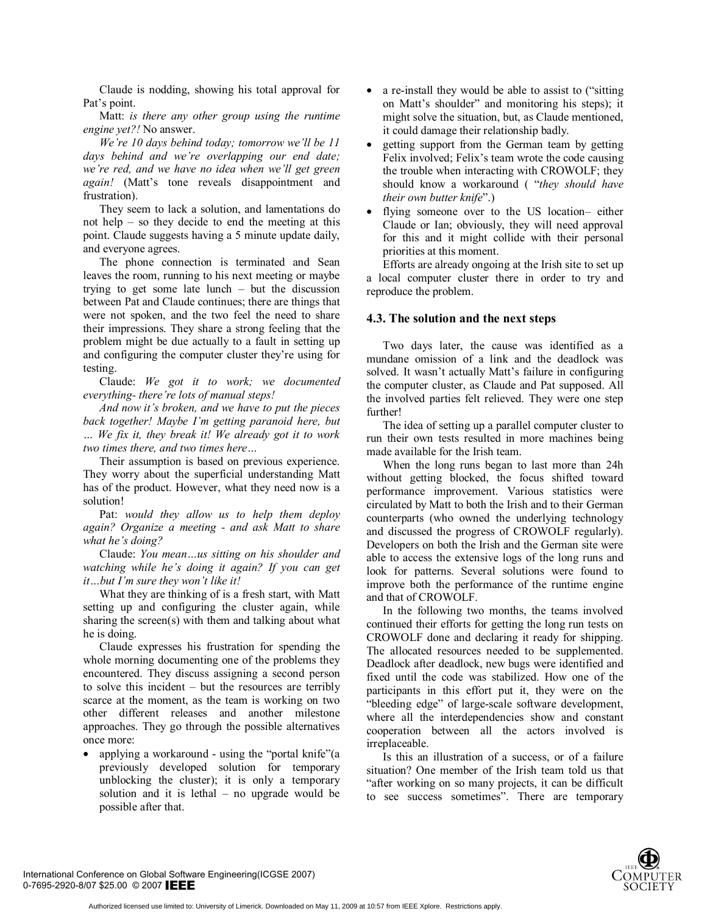Claude is nodding, showing his total approval for Pat's point.

Matt: *is there any other group using the runtime engine yet?!* No answer.

*We're 10 days behind today; tomorrow we'll be 11 days behind and we're overlapping our end date; we're red, and we have no idea when we'll get green again!* (Matt's tone reveals disappointment and frustration).

They seem to lack a solution, and lamentations do not help – so they decide to end the meeting at this point. Claude suggests having a 5 minute update daily, and everyone agrees.

The phone connection is terminated and Sean leaves the room, running to his next meeting or maybe trying to get some late lunch – but the discussion between Pat and Claude continues; there are things that were not spoken, and the two feel the need to share their impressions. They share a strong feeling that the problem might be due actually to a fault in setting up and configuring the computer cluster they're using for testing.

Claude: *We got it to work; we documented everything- there're lots of manual steps!*

*And now it's broken, and we have to put the pieces back together! Maybe I'm getting paranoid here, but … We fix it, they break it! We already got it to work two times there, and two times here…*

Their assumption is based on previous experience. They worry about the superficial understanding Matt has of the product. However, what they need now is a solution!

Pat: *would they allow us to help them deploy again? Organize a meeting - and ask Matt to share what he's doing?*

Claude: *You mean…us sitting on his shoulder and watching while he's doing it again? If you can get it…but I'm sure they won't like it!*

What they are thinking of is a fresh start, with Matt setting up and configuring the cluster again, while sharing the screen(s) with them and talking about what he is doing.

Claude expresses his frustration for spending the whole morning documenting one of the problems they encountered. They discuss assigning a second person to solve this incident – but the resources are terribly scarce at the moment, as the team is working on two other different releases and another milestone approaches. They go through the possible alternatives once more:

- applying a workaround - using the "portal knife"(a previously developed solution for temporary unblocking the cluster); it is only a temporary solution and it is lethal – no upgrade would be possible after that.
- a re-install they would be able to assist to ("sitting on Matt's shoulder" and monitoring his steps); it might solve the situation, but, as Claude mentioned, it could damage their relationship badly.
- getting support from the German team by getting Felix involved; Felix's team wrote the code causing the trouble when interacting with CROWOLF; they should know a workaround ( "*they should have their own butter knife*".)
- flying someone over to the US location– either Claude or Ian; obviously, they will need approval for this and it might collide with their personal priorities at this moment.

Efforts are already ongoing at the Irish site to set up a local computer cluster there in order to try and reproduce the problem.

### 4.3. The solution and the next steps

Two days later, the cause was identified as a mundane omission of a link and the deadlock was solved. It wasn't actually Matt's failure in configuring the computer cluster, as Claude and Pat supposed. All the involved parties felt relieved. They were one step further!

The idea of setting up a parallel computer cluster to run their own tests resulted in more machines being made available for the Irish team.

When the long runs began to last more than 24h without getting blocked, the focus shifted toward performance improvement. Various statistics were circulated by Matt to both the Irish and to their German counterparts (who owned the underlying technology and discussed the progress of CROWOLF regularly). Developers on both the Irish and the German site were able to access the extensive logs of the long runs and look for patterns. Several solutions were found to improve both the performance of the runtime engine and that of CROWOLF.

In the following two months, the teams involved continued their efforts for getting the long run tests on CROWOLF done and declaring it ready for shipping. The allocated resources needed to be supplemented. Deadlock after deadlock, new bugs were identified and fixed until the code was stabilized. How one of the participants in this effort put it, they were on the "bleeding edge" of large-scale software development, where all the interdependencies show and constant cooperation between all the actors involved is irreplaceable.

Is this an illustration of a success, or of a failure situation? One member of the Irish team told us that "after working on so many projects, it can be difficult to see success sometimes". There are temporary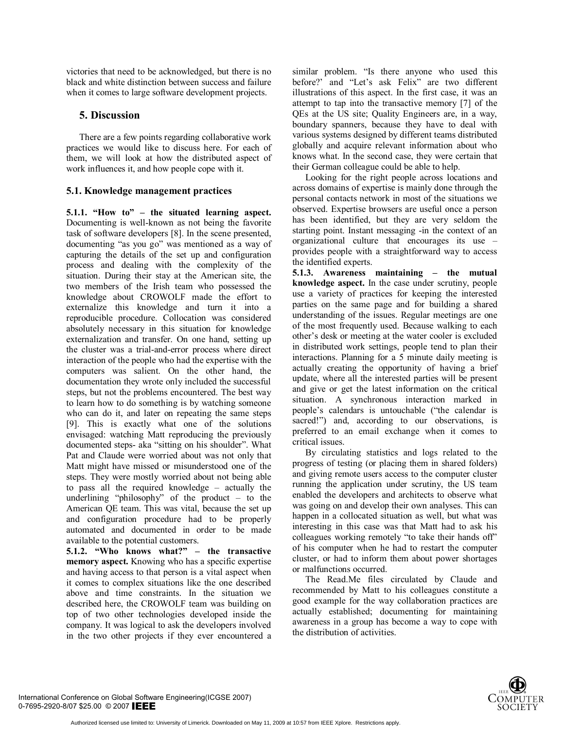victories that need to be acknowledged, but there is no black and white distinction between success and failure when it comes to large software development projects.

## 5. Discussion

There are a few points regarding collaborative work practices we would like to discuss here. For each of them, we will look at how the distributed aspect of work influences it, and how people cope with it.

### 5.1. Knowledge management practices

**5.1.1. "How to" – the situated learning aspect.** Documenting is well-known as not being the favorite task of software developers [8]. In the scene presented, documenting "as you go" was mentioned as a way of capturing the details of the set up and configuration process and dealing with the complexity of the situation. During their stay at the American site, the two members of the Irish team who possessed the knowledge about CROWOLF made the effort to externalize this knowledge and turn it into a reproducible procedure. Collocation was considered absolutely necessary in this situation for knowledge externalization and transfer. On one hand, setting up the cluster was a trial-and-error process where direct interaction of the people who had the expertise with the computers was salient. On the other hand, the documentation they wrote only included the successful steps, but not the problems encountered. The best way to learn how to do something is by watching someone who can do it, and later on repeating the same steps [9]. This is exactly what one of the solutions envisaged: watching Matt reproducing the previously documented steps- aka "sitting on his shoulder". What Pat and Claude were worried about was not only that Matt might have missed or misunderstood one of the steps. They were mostly worried about not being able to pass all the required knowledge – actually the underlining "philosophy" of the product – to the American QE team. This was vital, because the set up and configuration procedure had to be properly automated and documented in order to be made available to the potential customers.

**5.1.2. "Who knows what?" – the transactive memory aspect.** Knowing who has a specific expertise and having access to that person is a vital aspect when it comes to complex situations like the one described above and time constraints. In the situation we described here, the CROWOLF team was building on top of two other technologies developed inside the company. It was logical to ask the developers involved in the two other projects if they ever encountered a similar problem. "Is there anyone who used this before?' and "Let's ask Felix" are two different illustrations of this aspect. In the first case, it was an attempt to tap into the transactive memory [7] of the QEs at the US site; Quality Engineers are, in a way, boundary spanners, because they have to deal with various systems designed by different teams distributed globally and acquire relevant information about who knows what. In the second case, they were certain that their German colleague could be able to help.

Looking for the right people across locations and across domains of expertise is mainly done through the personal contacts network in most of the situations we observed. Expertise browsers are useful once a person has been identified, but they are very seldom the starting point. Instant messaging -in the context of an organizational culture that encourages its use – provides people with a straightforward way to access the identified experts.

**5.1.3. Awareness maintaining – the mutual knowledge aspect.** In the case under scrutiny, people use a variety of practices for keeping the interested parties on the same page and for building a shared understanding of the issues. Regular meetings are one of the most frequently used. Because walking to each other's desk or meeting at the water cooler is excluded in distributed work settings, people tend to plan their interactions. Planning for a 5 minute daily meeting is actually creating the opportunity of having a brief update, where all the interested parties will be present and give or get the latest information on the critical situation. A synchronous interaction marked in people's calendars is untouchable ("the calendar is sacred!") and, according to our observations, is preferred to an email exchange when it comes to critical issues.

By circulating statistics and logs related to the progress of testing (or placing them in shared folders) and giving remote users access to the computer cluster running the application under scrutiny, the US team enabled the developers and architects to observe what was going on and develop their own analyses. This can happen in a collocated situation as well, but what was interesting in this case was that Matt had to ask his colleagues working remotely "to take their hands off" of his computer when he had to restart the computer cluster, or had to inform them about power shortages or malfunctions occurred.

The Read.Me files circulated by Claude and recommended by Matt to his colleagues constitute a good example for the way collaboration practices are actually established; documenting for maintaining awareness in a group has become a way to cope with the distribution of activities.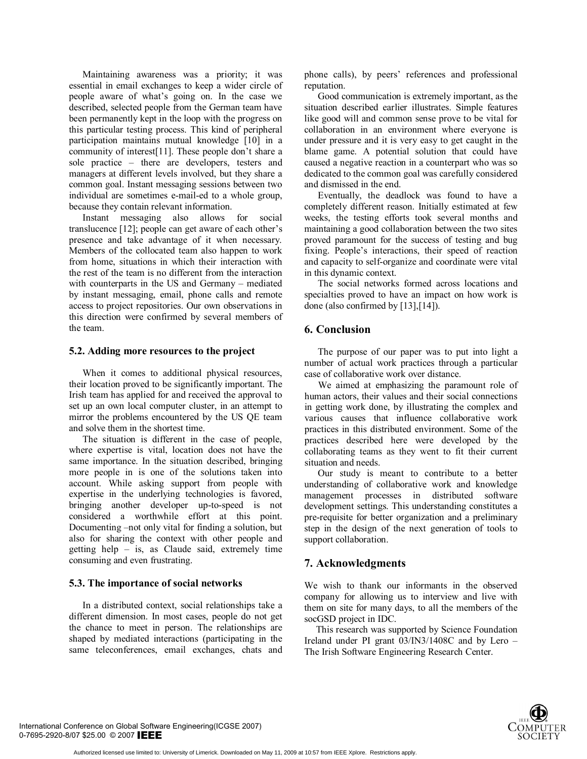Maintaining awareness was a priority; it was essential in email exchanges to keep a wider circle of people aware of what's going on. In the case we described, selected people from the German team have been permanently kept in the loop with the progress on this particular testing process. This kind of peripheral participation maintains mutual knowledge [10] in a community of interest[11]. These people don't share a sole practice – there are developers, testers and managers at different levels involved, but they share a common goal. Instant messaging sessions between two individual are sometimes e-mail-ed to a whole group, because they contain relevant information.

Instant messaging also allows for social translucence [12]; people can get aware of each other's presence and take advantage of it when necessary. Members of the collocated team also happen to work from home, situations in which their interaction with the rest of the team is no different from the interaction with counterparts in the US and Germany – mediated by instant messaging, email, phone calls and remote access to project repositories. Our own observations in this direction were confirmed by several members of the team.

### 5.2. Adding more resources to the project

When it comes to additional physical resources, their location proved to be significantly important. The Irish team has applied for and received the approval to set up an own local computer cluster, in an attempt to mirror the problems encountered by the US QE team and solve them in the shortest time.

The situation is different in the case of people, where expertise is vital, location does not have the same importance. In the situation described, bringing more people in is one of the solutions taken into account. While asking support from people with expertise in the underlying technologies is favored, bringing another developer up-to-speed is not considered a worthwhile effort at this point. Documenting –not only vital for finding a solution, but also for sharing the context with other people and getting help – is, as Claude said, extremely time consuming and even frustrating.

### 5.3. The importance of social networks

In a distributed context, social relationships take a different dimension. In most cases, people do not get the chance to meet in person. The relationships are shaped by mediated interactions (participating in the same teleconferences, email exchanges, chats and phone calls), by peers' references and professional reputation.

Good communication is extremely important, as the situation described earlier illustrates. Simple features like good will and common sense prove to be vital for collaboration in an environment where everyone is under pressure and it is very easy to get caught in the blame game. A potential solution that could have caused a negative reaction in a counterpart who was so dedicated to the common goal was carefully considered and dismissed in the end.

Eventually, the deadlock was found to have a completely different reason. Initially estimated at few weeks, the testing efforts took several months and maintaining a good collaboration between the two sites proved paramount for the success of testing and bug fixing. People's interactions, their speed of reaction and capacity to self-organize and coordinate were vital in this dynamic context.

The social networks formed across locations and specialties proved to have an impact on how work is done (also confirmed by [13],[14]).

## 6. Conclusion

The purpose of our paper was to put into light a number of actual work practices through a particular case of collaborative work over distance.

We aimed at emphasizing the paramount role of human actors, their values and their social connections in getting work done, by illustrating the complex and various causes that influence collaborative work practices in this distributed environment. Some of the practices described here were developed by the collaborating teams as they went to fit their current situation and needs.

Our study is meant to contribute to a better understanding of collaborative work and knowledge management processes in distributed software development settings. This understanding constitutes a pre-requisite for better organization and a preliminary step in the design of the next generation of tools to support collaboration.

## 7. Acknowledgments

We wish to thank our informants in the observed company for allowing us to interview and live with them on site for many days, to all the members of the socGSD project in IDC.

This research was supported by Science Foundation Ireland under PI grant 03/IN3/1408C and by Lero – The Irish Software Engineering Research Center.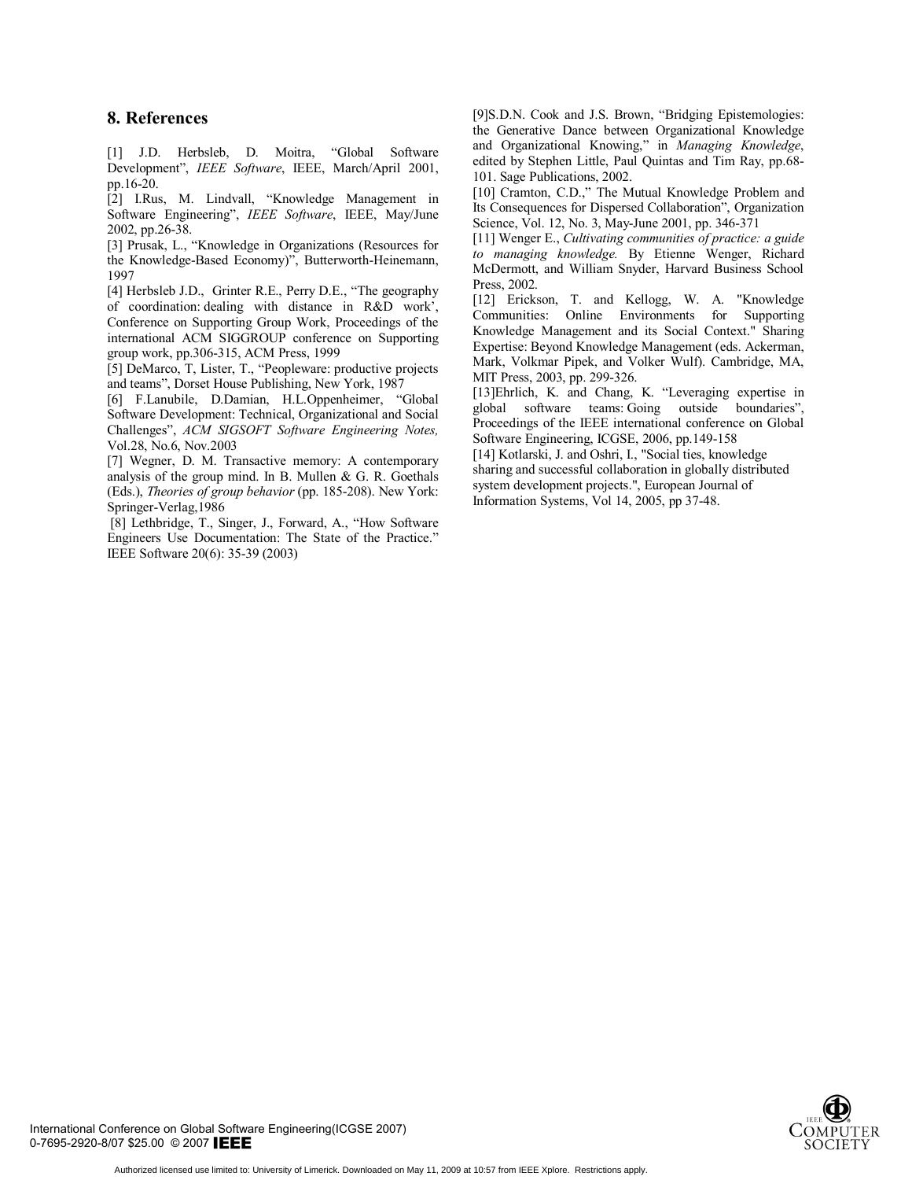## 8. References

[1] J.D. Herbsleb, D. Moitra, "Global Software Development", *IEEE Software*, IEEE, March/April 2001, pp.16-20.

[2] I.Rus, M. Lindvall, "Knowledge Management in Software Engineering", *IEEE Software*, IEEE, May/June 2002, pp.26-38.

[3] Prusak, L., "Knowledge in Organizations (Resources for the Knowledge-Based Economy)", Butterworth-Heinemann, 1997

[4] Herbsleb J.D., Grinter R.E., Perry D.E., "The geography of coordination: dealing with distance in R&D work', Conference on Supporting Group Work, Proceedings of the international ACM SIGGROUP conference on Supporting group work, pp.306-315, ACM Press, 1999

[5] DeMarco, T, Lister, T., "Peopleware: productive projects and teams", Dorset House Publishing, New York, 1987

[6] F.Lanubile, D.Damian, H.L.Oppenheimer, "Global Software Development: Technical, Organizational and Social Challenges", *ACM SIGSOFT Software Engineering Notes,* Vol.28, No.6, Nov.2003

[7] Wegner, D. M. Transactive memory: A contemporary analysis of the group mind. In B. Mullen & G. R. Goethals (Eds.), *Theories of group behavior* (pp. 185-208). New York: Springer-Verlag,1986

[8] Lethbridge, T., Singer, J., Forward, A., "How Software Engineers Use Documentation: The State of the Practice." IEEE Software 20(6): 35-39 (2003)

[9]S.D.N. Cook and J.S. Brown, "Bridging Epistemologies: the Generative Dance between Organizational Knowledge and Organizational Knowing," in *Managing Knowledge*, edited by Stephen Little, Paul Quintas and Tim Ray, pp.68-101. Sage Publications, 2002.

[10] Cramton, C.D.," The Mutual Knowledge Problem and Its Consequences for Dispersed Collaboration", Organization Science, Vol. 12, No. 3, May-June 2001, pp. 346-371

[11] Wenger E., *Cultivating communities of practice: a guide to managing knowledge.* By Etienne Wenger, Richard McDermott, and William Snyder, Harvard Business School Press, 2002.

[12] Erickson, T. and Kellogg, W. A. "Knowledge Communities: Online Environments for Supporting Knowledge Management and its Social Context." Sharing Expertise: Beyond Knowledge Management (eds. Ackerman, Mark, Volkmar Pipek, and Volker Wulf). Cambridge, MA, MIT Press, 2003, pp. 299-326.

[13]Ehrlich, K. and Chang, K. "Leveraging expertise in global software teams: Going outside boundaries", Proceedings of the IEEE international conference on Global Software Engineering, ICGSE, 2006, pp.149-158

[14] Kotlarski, J. and Oshri, I., "Social ties, knowledge sharing and successful collaboration in globally distributed system development projects.", European Journal of Information Systems, Vol 14, 2005, pp 37-48.